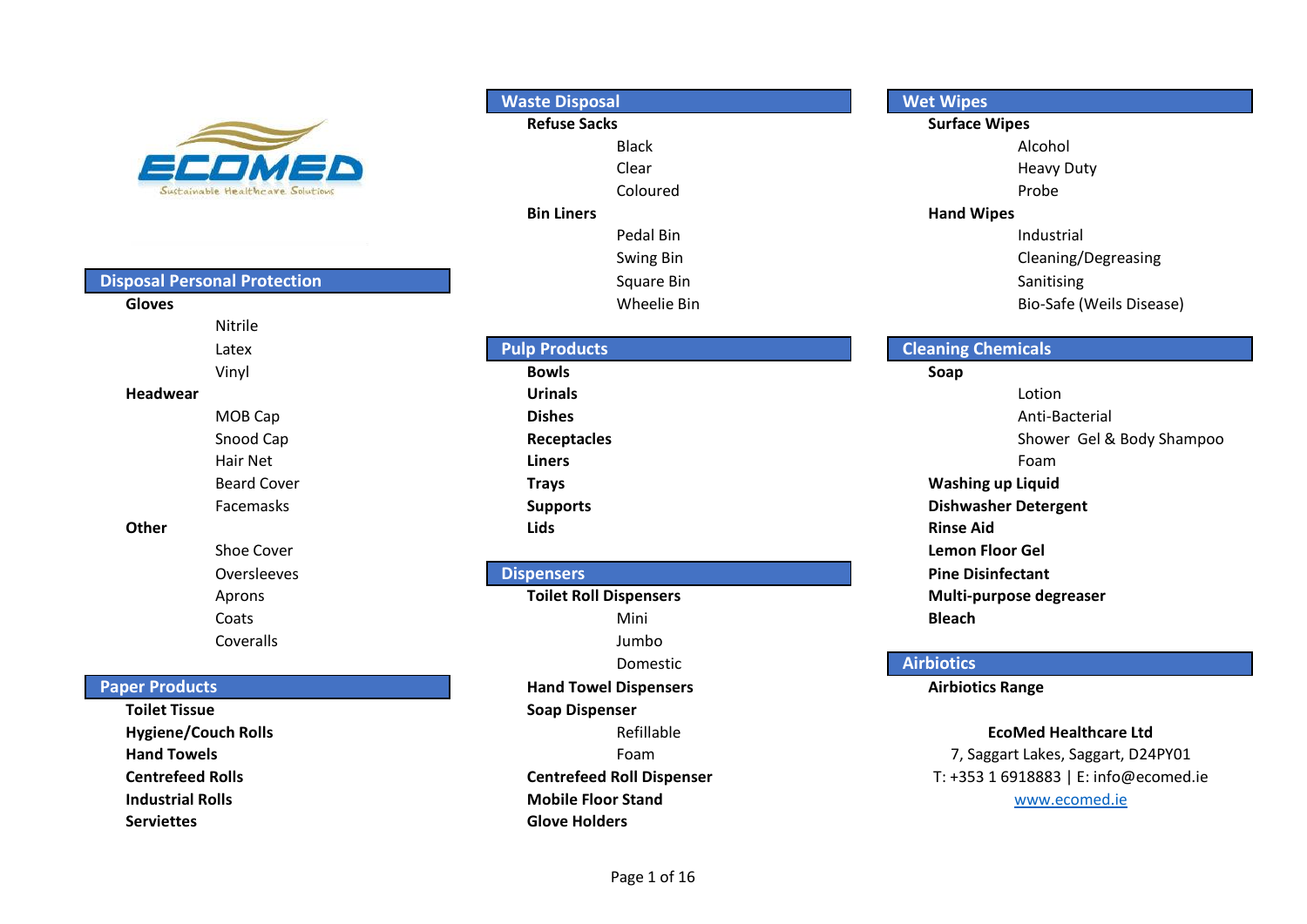ECOMED

Sustainable Healthcare Solutions

## Disposal Personal Protection

**Gloves**

- Nitrile
- Latex
- Vinyl

**Headwear**

- MOB Cap
- Snood Cap
- Hair Net
- Beard Cover
- Facemasks

**Other**

- Shoe Cover
- Oversleeves
- Aprons
- Coats
- Coveralls

## Paper Products

**Toilet Tissue**

**Hygiene/Couch Rolls**

**Hand Towels**

**Centrefeed Rolls**

**Industrial Rolls**

**Serviettes**

## Waste Disposal

**Refuse Sacks**

- Black
- Clear
- Coloured

**Bin Liners**

- Pedal Bin
- Swing Bin
- Square Bin
- Wheelie Bin

## Pulp Products

**Bowls**

**Urinals**

**Dishes**

**Receptacles**

**Liners**

**Trays**

**Supports**

**Lids**

## Dispensers

**Toilet Roll Dispensers**

- Mini
- Jumbo
- Domestic

**Hand Towel Dispensers**

**Soap Dispenser**

- Refillable
- Foam

**Centrefeed Roll Dispenser**

**Mobile Floor Stand**

**Glove Holders**

## Wet Wipes

**Surface Wipes**

- Alcohol
- Heavy Duty
- Probe

**Hand Wipes**

- Industrial
- Cleaning/Degreasing
- Sanitising
- Bio-Safe (Weils Disease)

## Cleaning Chemicals

**Soap**

- Lotion
- Anti-Bacterial
- Shower Gel & Body Shampoo
- Foam

**Washing up Liquid**

**Dishwasher Detergent**

**Rinse Aid**

**Lemon Floor Gel**

**Pine Disinfectant**

**Multi-purpose degreaser**

**Bleach**

## Airbiotics

**Airbiotics Range**

**EcoMed Healthcare Ltd**

7, Saggart Lakes, Saggart, D24PY01

T: +353 1 6918883 | E: info@ecomed.ie

www.ecomed.ie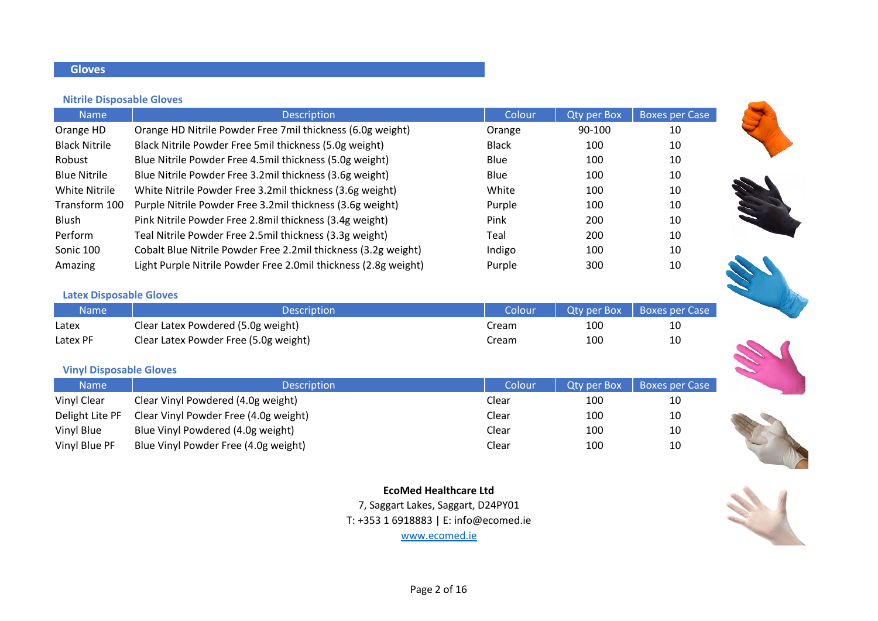## Gloves

### Nitrile Disposable Gloves

| Name | Description | Colour | Qty per Box | Boxes per Case |
|---|---|---|---|---|
| Orange HD | Orange HD Nitrile Powder Free 7mil thickness (6.0g weight) | Orange | 90-100 | 10 |
| Black Nitrile | Black Nitrile Powder Free 5mil thickness (5.0g weight) | Black | 100 | 10 |
| Robust | Blue Nitrile Powder Free 4.5mil thickness (5.0g weight) | Blue | 100 | 10 |
| Blue Nitrile | Blue Nitrile Powder Free 3.2mil thickness (3.6g weight) | Blue | 100 | 10 |
| White Nitrile | White Nitrile Powder Free 3.2mil thickness (3.6g weight) | White | 100 | 10 |
| Transform 100 | Purple Nitrile Powder Free 3.2mil thickness (3.6g weight) | Purple | 100 | 10 |
| Blush | Pink Nitrile Powder Free 2.8mil thickness (3.4g weight) | Pink | 200 | 10 |
| Perform | Teal Nitrile Powder Free 2.5mil thickness (3.3g weight) | Teal | 200 | 10 |
| Sonic 100 | Cobalt Blue Nitrile Powder Free 2.2mil thickness (3.2g weight) | Indigo | 100 | 10 |
| Amazing | Light Purple Nitrile Powder Free 2.0mil thickness (2.8g weight) | Purple | 300 | 10 |

### Latex Disposable Gloves

| Name | Description | Colour | Qty per Box | Boxes per Case |
|---|---|---|---|---|
| Latex | Clear Latex Powdered (5.0g weight) | Cream | 100 | 10 |
| Latex PF | Clear Latex Powder Free (5.0g weight) | Cream | 100 | 10 |

### Vinyl Disposable Gloves

| Name | Description | Colour | Qty per Box | Boxes per Case |
|---|---|---|---|---|
| Vinyl Clear | Clear Vinyl Powdered (4.0g weight) | Clear | 100 | 10 |
| Delight Lite PF | Clear Vinyl Powder Free (4.0g weight) | Clear | 100 | 10 |
| Vinyl Blue | Blue Vinyl Powdered (4.0g weight) | Clear | 100 | 10 |
| Vinyl Blue PF | Blue Vinyl Powder Free (4.0g weight) | Clear | 100 | 10 |

**EcoMed Healthcare Ltd**
7, Saggart Lakes, Saggart, D24PY01
T: +353 1 6918883 | E: info@ecomed.ie
www.ecomed.ie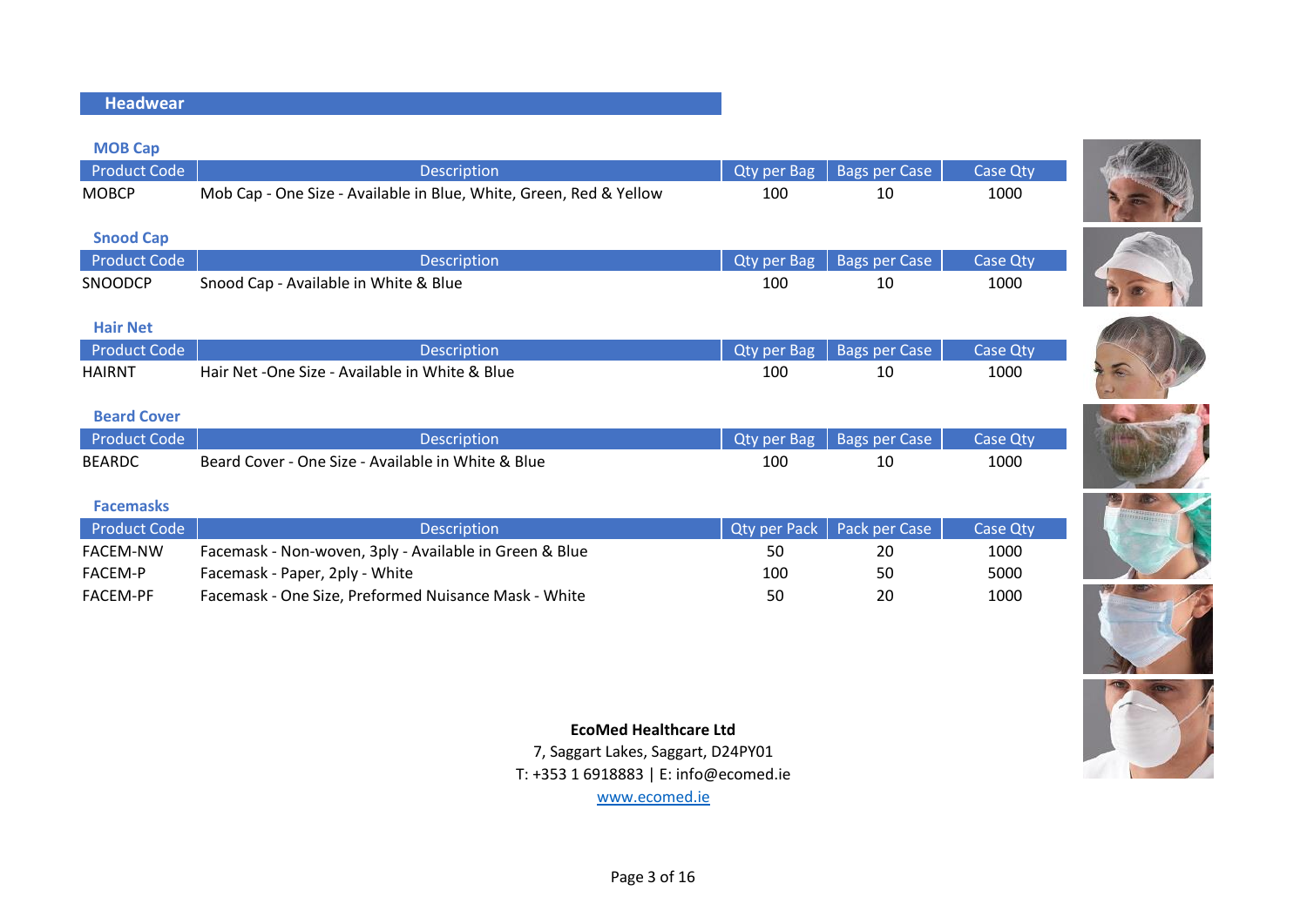## Headwear

### MOB Cap

| Product Code | Description | Qty per Bag | Bags per Case | Case Qty |
|---|---|---|---|---|
| MOBCP | Mob Cap - One Size - Available in Blue, White, Green, Red & Yellow | 100 | 10 | 1000 |

### Snood Cap

| Product Code | Description | Qty per Bag | Bags per Case | Case Qty |
|---|---|---|---|---|
| SNOODCP | Snood Cap - Available in White & Blue | 100 | 10 | 1000 |

### Hair Net

| Product Code | Description | Qty per Bag | Bags per Case | Case Qty |
|---|---|---|---|---|
| HAIRNT | Hair Net -One Size - Available in White & Blue | 100 | 10 | 1000 |

### Beard Cover

| Product Code | Description | Qty per Bag | Bags per Case | Case Qty |
|---|---|---|---|---|
| BEARDC | Beard Cover - One Size - Available in White & Blue | 100 | 10 | 1000 |

### Facemasks

| Product Code | Description | Qty per Pack | Pack per Case | Case Qty |
|---|---|---|---|---|
| FACEM-NW | Facemask - Non-woven, 3ply - Available in Green & Blue | 50 | 20 | 1000 |
| FACEM-P | Facemask - Paper, 2ply - White | 100 | 50 | 5000 |
| FACEM-PF | Facemask - One Size, Preformed Nuisance Mask - White | 50 | 20 | 1000 |

**EcoMed Healthcare Ltd**
7, Saggart Lakes, Saggart, D24PY01
T: +353 1 6918883 | E: info@ecomed.ie
www.ecomed.ie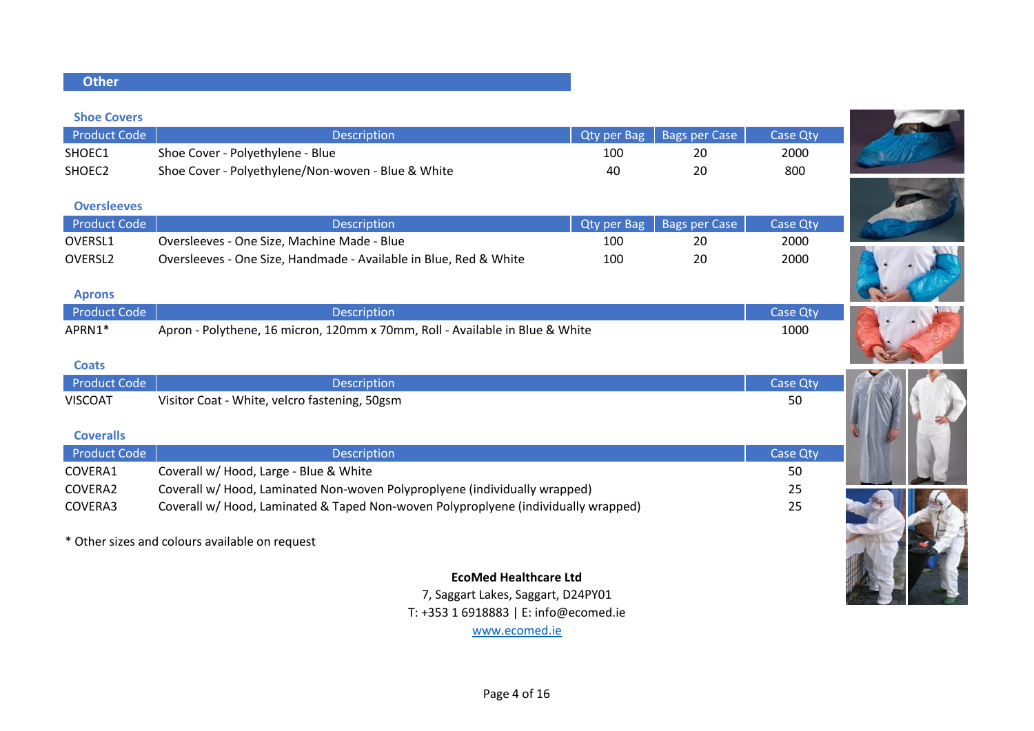## Other

### Shoe Covers

| Product Code | Description | Qty per Bag | Bags per Case | Case Qty |
|---|---|---|---|---|
| SHOEC1 | Shoe Cover - Polyethylene - Blue | 100 | 20 | 2000 |
| SHOEC2 | Shoe Cover - Polyethylene/Non-woven - Blue & White | 40 | 20 | 800 |

### Oversleeves

| Product Code | Description | Qty per Bag | Bags per Case | Case Qty |
|---|---|---|---|---|
| OVERSL1 | Oversleeves - One Size, Machine Made - Blue | 100 | 20 | 2000 |
| OVERSL2 | Oversleeves - One Size, Handmade - Available in Blue, Red & White | 100 | 20 | 2000 |

### Aprons

| Product Code | Description | Case Qty |
|---|---|---|
| APRN1* | Apron - Polythene, 16 micron, 120mm x 70mm, Roll - Available in Blue & White | 1000 |

### Coats

| Product Code | Description | Case Qty |
|---|---|---|
| VISCOAT | Visitor Coat - White, velcro fastening, 50gsm | 50 |

### Coveralls

| Product Code | Description | Case Qty |
|---|---|---|
| COVERA1 | Coverall w/ Hood, Large - Blue & White | 50 |
| COVERA2 | Coverall w/ Hood, Laminated Non-woven Polyproplyene (individually wrapped) | 25 |
| COVERA3 | Coverall w/ Hood, Laminated & Taped Non-woven Polyproplyene (individually wrapped) | 25 |

* Other sizes and colours available on request

**EcoMed Healthcare Ltd**
7, Saggart Lakes, Saggart, D24PY01
T: +353 1 6918883 | E: info@ecomed.ie
www.ecomed.ie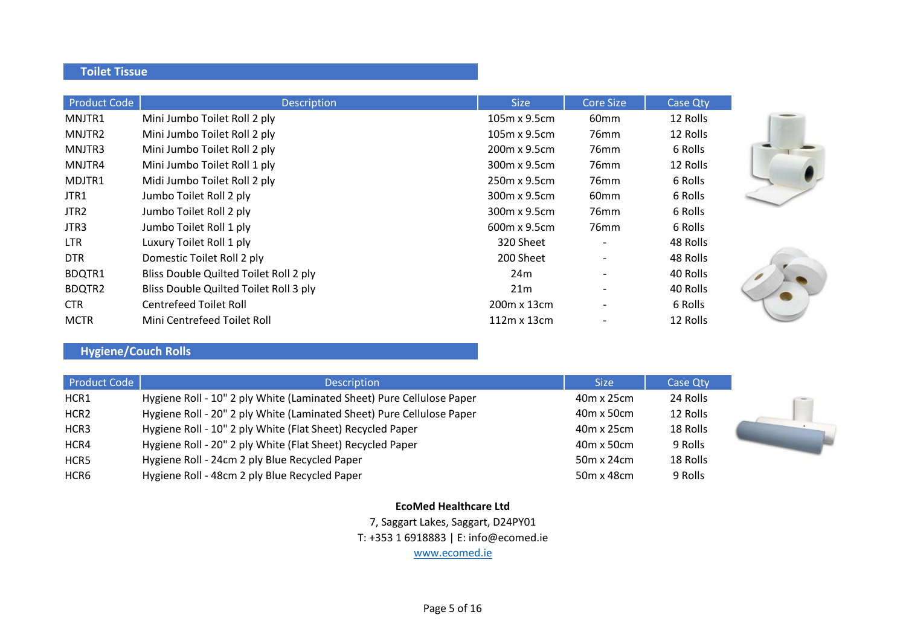## Toilet Tissue

| Product Code | Description | Size | Core Size | Case Qty |
|---|---|---|---|---|
| MNJTR1 | Mini Jumbo Toilet Roll 2 ply | 105m x 9.5cm | 60mm | 12 Rolls |
| MNJTR2 | Mini Jumbo Toilet Roll 2 ply | 105m x 9.5cm | 76mm | 12 Rolls |
| MNJTR3 | Mini Jumbo Toilet Roll 2 ply | 200m x 9.5cm | 76mm | 6 Rolls |
| MNJTR4 | Mini Jumbo Toilet Roll 1 ply | 300m x 9.5cm | 76mm | 12 Rolls |
| MDJTR1 | Midi Jumbo Toilet Roll 2 ply | 250m x 9.5cm | 76mm | 6 Rolls |
| JTR1 | Jumbo Toilet Roll 2 ply | 300m x 9.5cm | 60mm | 6 Rolls |
| JTR2 | Jumbo Toilet Roll 2 ply | 300m x 9.5cm | 76mm | 6 Rolls |
| JTR3 | Jumbo Toilet Roll 1 ply | 600m x 9.5cm | 76mm | 6 Rolls |
| LTR | Luxury Toilet Roll 1 ply | 320 Sheet | - | 48 Rolls |
| DTR | Domestic Toilet Roll 2 ply | 200 Sheet | - | 48 Rolls |
| BDQTR1 | Bliss Double Quilted Toilet Roll 2 ply | 24m | - | 40 Rolls |
| BDQTR2 | Bliss Double Quilted Toilet Roll 3 ply | 21m | - | 40 Rolls |
| CTR | Centrefeed Toilet Roll | 200m x 13cm | - | 6 Rolls |
| MCTR | Mini Centrefeed Toilet Roll | 112m x 13cm | - | 12 Rolls |

## Hygiene/Couch Rolls

| Product Code | Description | Size | Case Qty |
|---|---|---|---|
| HCR1 | Hygiene Roll - 10" 2 ply White (Laminated Sheet) Pure Cellulose Paper | 40m x 25cm | 24 Rolls |
| HCR2 | Hygiene Roll - 20" 2 ply White (Laminated Sheet) Pure Cellulose Paper | 40m x 50cm | 12 Rolls |
| HCR3 | Hygiene Roll - 10" 2 ply White (Flat Sheet) Recycled Paper | 40m x 25cm | 18 Rolls |
| HCR4 | Hygiene Roll - 20" 2 ply White (Flat Sheet) Recycled Paper | 40m x 50cm | 9 Rolls |
| HCR5 | Hygiene Roll - 24cm 2 ply Blue Recycled Paper | 50m x 24cm | 18 Rolls |
| HCR6 | Hygiene Roll - 48cm 2 ply Blue Recycled Paper | 50m x 48cm | 9 Rolls |

**EcoMed Healthcare Ltd**
7, Saggart Lakes, Saggart, D24PY01
T: +353 1 6918883 | E: info@ecomed.ie
www.ecomed.ie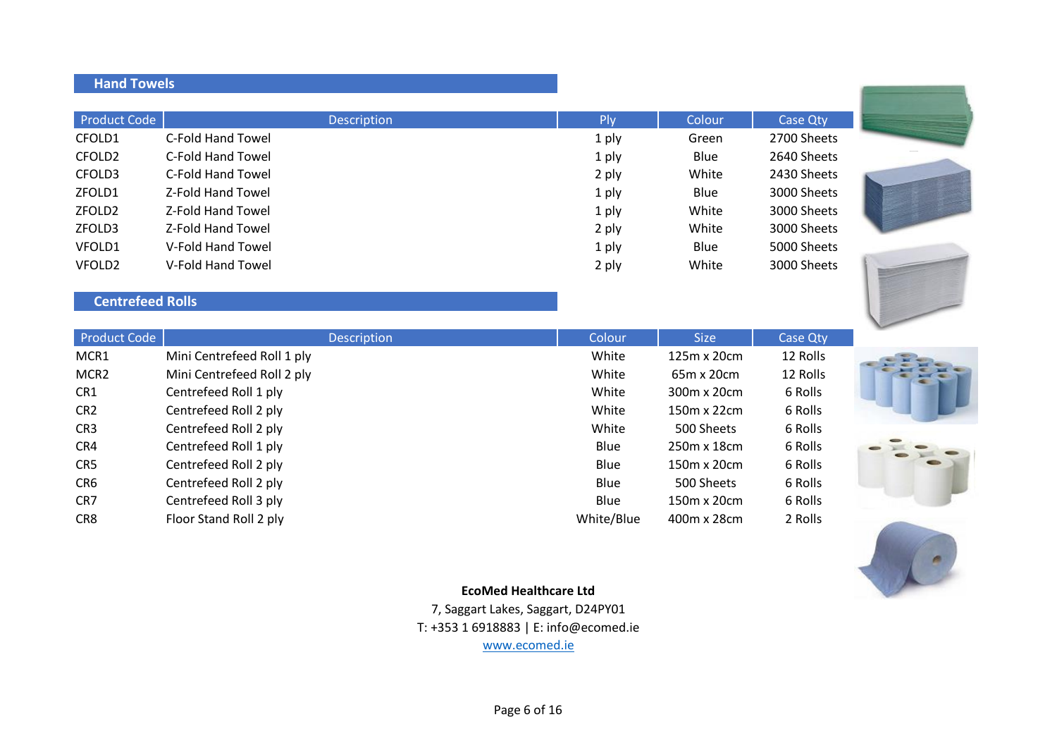## Hand Towels

| Product Code | Description | Ply | Colour | Case Qty |
|---|---|---|---|---|
| CFOLD1 | C-Fold Hand Towel | 1 ply | Green | 2700 Sheets |
| CFOLD2 | C-Fold Hand Towel | 1 ply | Blue | 2640 Sheets |
| CFOLD3 | C-Fold Hand Towel | 2 ply | White | 2430 Sheets |
| ZFOLD1 | Z-Fold Hand Towel | 1 ply | Blue | 3000 Sheets |
| ZFOLD2 | Z-Fold Hand Towel | 1 ply | White | 3000 Sheets |
| ZFOLD3 | Z-Fold Hand Towel | 2 ply | White | 3000 Sheets |
| VFOLD1 | V-Fold Hand Towel | 1 ply | Blue | 5000 Sheets |
| VFOLD2 | V-Fold Hand Towel | 2 ply | White | 3000 Sheets |

## Centrefeed Rolls

| Product Code | Description | Colour | Size | Case Qty |
|---|---|---|---|---|
| MCR1 | Mini Centrefeed Roll 1 ply | White | 125m x 20cm | 12 Rolls |
| MCR2 | Mini Centrefeed Roll 2 ply | White | 65m x 20cm | 12 Rolls |
| CR1 | Centrefeed Roll 1 ply | White | 300m x 20cm | 6 Rolls |
| CR2 | Centrefeed Roll 2 ply | White | 150m x 22cm | 6 Rolls |
| CR3 | Centrefeed Roll 2 ply | White | 500 Sheets | 6 Rolls |
| CR4 | Centrefeed Roll 1 ply | Blue | 250m x 18cm | 6 Rolls |
| CR5 | Centrefeed Roll 2 ply | Blue | 150m x 20cm | 6 Rolls |
| CR6 | Centrefeed Roll 2 ply | Blue | 500 Sheets | 6 Rolls |
| CR7 | Centrefeed Roll 3 ply | Blue | 150m x 20cm | 6 Rolls |
| CR8 | Floor Stand Roll 2 ply | White/Blue | 400m x 28cm | 2 Rolls |

**EcoMed Healthcare Ltd**
7, Saggart Lakes, Saggart, D24PY01
T: +353 1 6918883 | E: info@ecomed.ie
www.ecomed.ie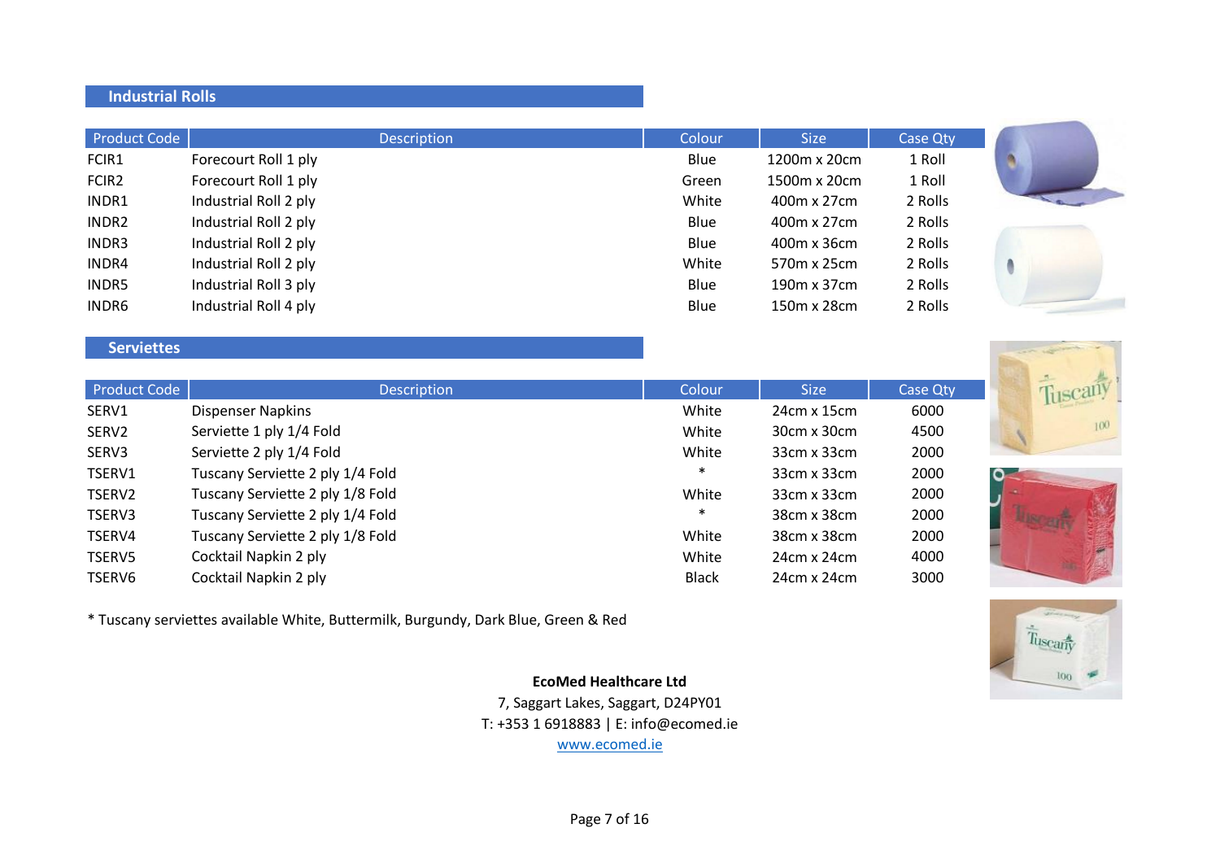## Industrial Rolls

| Product Code | Description | Colour | Size | Case Qty |
|---|---|---|---|---|
| FCIR1 | Forecourt Roll 1 ply | Blue | 1200m x 20cm | 1 Roll |
| FCIR2 | Forecourt Roll 1 ply | Green | 1500m x 20cm | 1 Roll |
| INDR1 | Industrial Roll 2 ply | White | 400m x 27cm | 2 Rolls |
| INDR2 | Industrial Roll 2 ply | Blue | 400m x 27cm | 2 Rolls |
| INDR3 | Industrial Roll 2 ply | Blue | 400m x 36cm | 2 Rolls |
| INDR4 | Industrial Roll 2 ply | White | 570m x 25cm | 2 Rolls |
| INDR5 | Industrial Roll 3 ply | Blue | 190m x 37cm | 2 Rolls |
| INDR6 | Industrial Roll 4 ply | Blue | 150m x 28cm | 2 Rolls |

## Serviettes

| Product Code | Description | Colour | Size | Case Qty |
|---|---|---|---|---|
| SERV1 | Dispenser Napkins | White | 24cm x 15cm | 6000 |
| SERV2 | Serviette 1 ply 1/4 Fold | White | 30cm x 30cm | 4500 |
| SERV3 | Serviette 2 ply 1/4 Fold | White | 33cm x 33cm | 2000 |
| TSERV1 | Tuscany Serviette 2 ply 1/4 Fold | * | 33cm x 33cm | 2000 |
| TSERV2 | Tuscany Serviette 2 ply 1/8 Fold | White | 33cm x 33cm | 2000 |
| TSERV3 | Tuscany Serviette 2 ply 1/4 Fold | * | 38cm x 38cm | 2000 |
| TSERV4 | Tuscany Serviette 2 ply 1/8 Fold | White | 38cm x 38cm | 2000 |
| TSERV5 | Cocktail Napkin 2 ply | White | 24cm x 24cm | 4000 |
| TSERV6 | Cocktail Napkin 2 ply | Black | 24cm x 24cm | 3000 |

* Tuscany serviettes available White, Buttermilk, Burgundy, Dark Blue, Green & Red

**EcoMed Healthcare Ltd**
7, Saggart Lakes, Saggart, D24PY01
T: +353 1 6918883 | E: info@ecomed.ie
www.ecomed.ie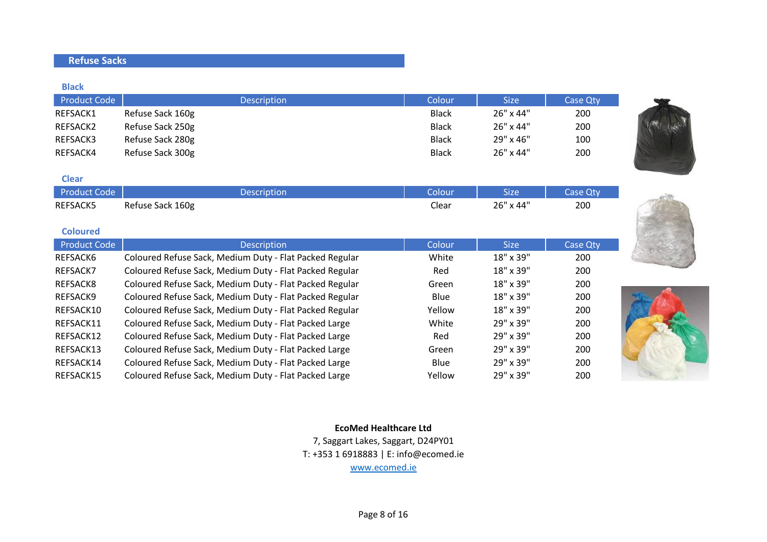# Refuse Sacks

### Black

| Product Code | Description | Colour | Size | Case Qty |
|---|---|---|---|---|
| REFSACK1 | Refuse Sack 160g | Black | 26" x 44" | 200 |
| REFSACK2 | Refuse Sack 250g | Black | 26" x 44" | 200 |
| REFSACK3 | Refuse Sack 280g | Black | 29" x 46" | 100 |
| REFSACK4 | Refuse Sack 300g | Black | 26" x 44" | 200 |

### Clear

| Product Code | Description | Colour | Size | Case Qty |
|---|---|---|---|---|
| REFSACK5 | Refuse Sack 160g | Clear | 26" x 44" | 200 |

### Coloured

| Product Code | Description | Colour | Size | Case Qty |
|---|---|---|---|---|
| REFSACK6 | Coloured Refuse Sack, Medium Duty - Flat Packed Regular | White | 18" x 39" | 200 |
| REFSACK7 | Coloured Refuse Sack, Medium Duty - Flat Packed Regular | Red | 18" x 39" | 200 |
| REFSACK8 | Coloured Refuse Sack, Medium Duty - Flat Packed Regular | Green | 18" x 39" | 200 |
| REFSACK9 | Coloured Refuse Sack, Medium Duty - Flat Packed Regular | Blue | 18" x 39" | 200 |
| REFSACK10 | Coloured Refuse Sack, Medium Duty - Flat Packed Regular | Yellow | 18" x 39" | 200 |
| REFSACK11 | Coloured Refuse Sack, Medium Duty - Flat Packed Large | White | 29" x 39" | 200 |
| REFSACK12 | Coloured Refuse Sack, Medium Duty - Flat Packed Large | Red | 29" x 39" | 200 |
| REFSACK13 | Coloured Refuse Sack, Medium Duty - Flat Packed Large | Green | 29" x 39" | 200 |
| REFSACK14 | Coloured Refuse Sack, Medium Duty - Flat Packed Large | Blue | 29" x 39" | 200 |
| REFSACK15 | Coloured Refuse Sack, Medium Duty - Flat Packed Large | Yellow | 29" x 39" | 200 |

**EcoMed Healthcare Ltd**
7, Saggart Lakes, Saggart, D24PY01
T: +353 1 6918883 | E: info@ecomed.ie
www.ecomed.ie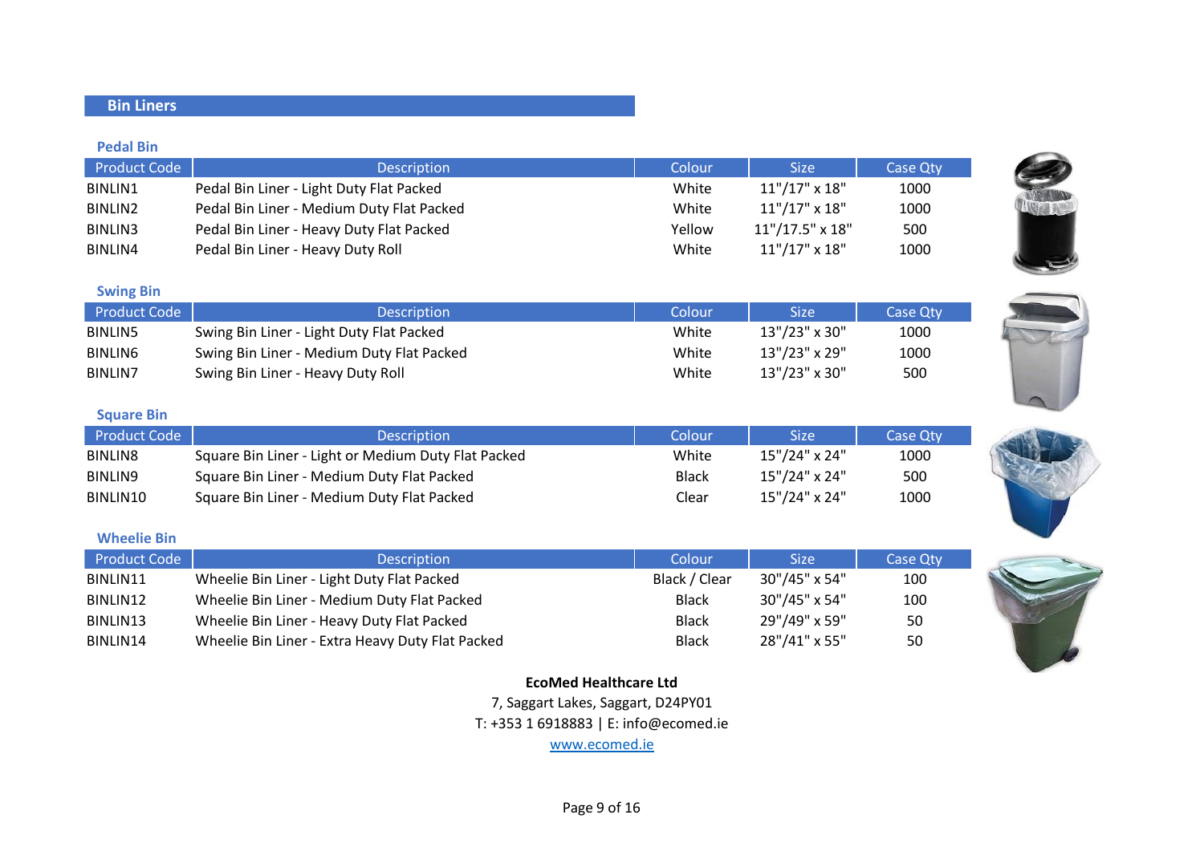## Bin Liners

### Pedal Bin

| Product Code | Description | Colour | Size | Case Qty |
|---|---|---|---|---|
| BINLIN1 | Pedal Bin Liner - Light Duty Flat Packed | White | 11"/17" x 18" | 1000 |
| BINLIN2 | Pedal Bin Liner - Medium Duty Flat Packed | White | 11"/17" x 18" | 1000 |
| BINLIN3 | Pedal Bin Liner - Heavy Duty Flat Packed | Yellow | 11"/17.5" x 18" | 500 |
| BINLIN4 | Pedal Bin Liner - Heavy Duty Roll | White | 11"/17" x 18" | 1000 |

### Swing Bin

| Product Code | Description | Colour | Size | Case Qty |
|---|---|---|---|---|
| BINLIN5 | Swing Bin Liner - Light Duty Flat Packed | White | 13"/23" x 30" | 1000 |
| BINLIN6 | Swing Bin Liner - Medium Duty Flat Packed | White | 13"/23" x 29" | 1000 |
| BINLIN7 | Swing Bin Liner - Heavy Duty Roll | White | 13"/23" x 30" | 500 |

### Square Bin

| Product Code | Description | Colour | Size | Case Qty |
|---|---|---|---|---|
| BINLIN8 | Square Bin Liner - Light or Medium Duty Flat Packed | White | 15"/24" x 24" | 1000 |
| BINLIN9 | Square Bin Liner - Medium Duty Flat Packed | Black | 15"/24" x 24" | 500 |
| BINLIN10 | Square Bin Liner - Medium Duty Flat Packed | Clear | 15"/24" x 24" | 1000 |

### Wheelie Bin

| Product Code | Description | Colour | Size | Case Qty |
|---|---|---|---|---|
| BINLIN11 | Wheelie Bin Liner - Light Duty Flat Packed | Black / Clear | 30"/45" x 54" | 100 |
| BINLIN12 | Wheelie Bin Liner - Medium Duty Flat Packed | Black | 30"/45" x 54" | 100 |
| BINLIN13 | Wheelie Bin Liner - Heavy Duty Flat Packed | Black | 29"/49" x 59" | 50 |
| BINLIN14 | Wheelie Bin Liner - Extra Heavy Duty Flat Packed | Black | 28"/41" x 55" | 50 |

**EcoMed Healthcare Ltd**
7, Saggart Lakes, Saggart, D24PY01
T: +353 1 6918883 | E: info@ecomed.ie
www.ecomed.ie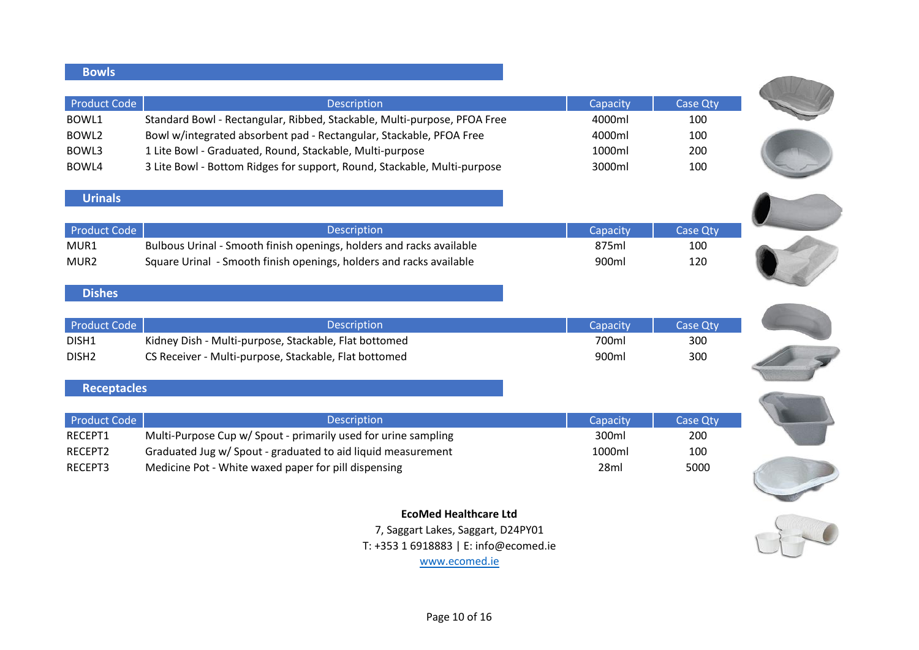## Bowls

| Product Code | Description | Capacity | Case Qty |
|---|---|---|---|
| BOWL1 | Standard Bowl - Rectangular, Ribbed, Stackable, Multi-purpose, PFOA Free | 4000ml | 100 |
| BOWL2 | Bowl w/integrated absorbent pad - Rectangular, Stackable, PFOA Free | 4000ml | 100 |
| BOWL3 | 1 Lite Bowl - Graduated, Round, Stackable, Multi-purpose | 1000ml | 200 |
| BOWL4 | 3 Lite Bowl - Bottom Ridges for support, Round, Stackable, Multi-purpose | 3000ml | 100 |

## Urinals

| Product Code | Description | Capacity | Case Qty |
|---|---|---|---|
| MUR1 | Bulbous Urinal - Smooth finish openings, holders and racks available | 875ml | 100 |
| MUR2 | Square Urinal - Smooth finish openings, holders and racks available | 900ml | 120 |

## Dishes

| Product Code | Description | Capacity | Case Qty |
|---|---|---|---|
| DISH1 | Kidney Dish - Multi-purpose, Stackable, Flat bottomed | 700ml | 300 |
| DISH2 | CS Receiver - Multi-purpose, Stackable, Flat bottomed | 900ml | 300 |

## Receptacles

| Product Code | Description | Capacity | Case Qty |
|---|---|---|---|
| RECEPT1 | Multi-Purpose Cup w/ Spout - primarily used for urine sampling | 300ml | 200 |
| RECEPT2 | Graduated Jug w/ Spout - graduated to aid liquid measurement | 1000ml | 100 |
| RECEPT3 | Medicine Pot - White waxed paper for pill dispensing | 28ml | 5000 |

**EcoMed Healthcare Ltd**
7, Saggart Lakes, Saggart, D24PY01
T: +353 1 6918883 | E: info@ecomed.ie
www.ecomed.ie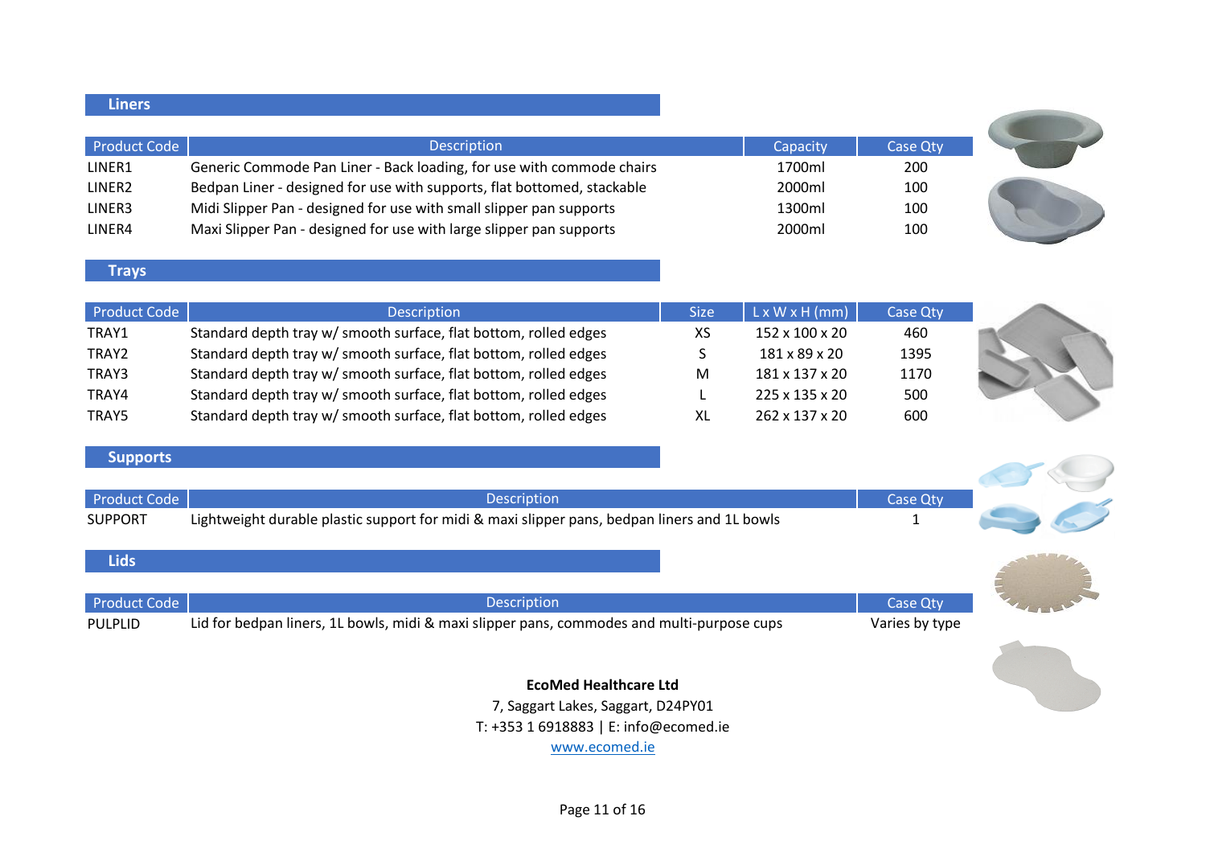## Liners

| Product Code | Description | Capacity | Case Qty |
|---|---|---|---|
| LINER1 | Generic Commode Pan Liner - Back loading, for use with commode chairs | 1700ml | 200 |
| LINER2 | Bedpan Liner - designed for use with supports, flat bottomed, stackable | 2000ml | 100 |
| LINER3 | Midi Slipper Pan - designed for use with small slipper pan supports | 1300ml | 100 |
| LINER4 | Maxi Slipper Pan - designed for use with large slipper pan supports | 2000ml | 100 |

## Trays

| Product Code | Description | Size | L x W x H (mm) | Case Qty |
|---|---|---|---|---|
| TRAY1 | Standard depth tray w/ smooth surface, flat bottom, rolled edges | XS | 152 x 100 x 20 | 460 |
| TRAY2 | Standard depth tray w/ smooth surface, flat bottom, rolled edges | S | 181 x 89 x 20 | 1395 |
| TRAY3 | Standard depth tray w/ smooth surface, flat bottom, rolled edges | M | 181 x 137 x 20 | 1170 |
| TRAY4 | Standard depth tray w/ smooth surface, flat bottom, rolled edges | L | 225 x 135 x 20 | 500 |
| TRAY5 | Standard depth tray w/ smooth surface, flat bottom, rolled edges | XL | 262 x 137 x 20 | 600 |

## Supports

| Product Code | Description | Case Qty |
|---|---|---|
| SUPPORT | Lightweight durable plastic support for midi & maxi slipper pans, bedpan liners and 1L bowls | 1 |

## Lids

| Product Code | Description | Case Qty |
|---|---|---|
| PULPLID | Lid for bedpan liners, 1L bowls, midi & maxi slipper pans, commodes and multi-purpose cups | Varies by type |

**EcoMed Healthcare Ltd**
7, Saggart Lakes, Saggart, D24PY01
T: +353 1 6918883 | E: info@ecomed.ie
www.ecomed.ie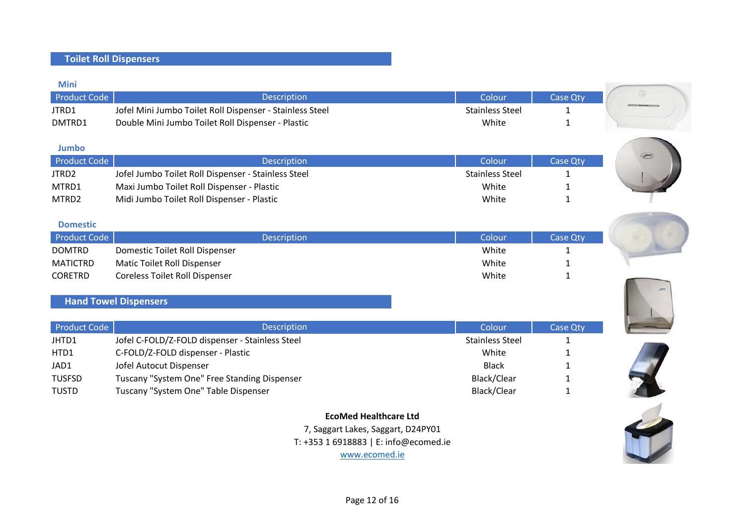## Toilet Roll Dispensers

### Mini

| Product Code | Description | Colour | Case Qty |
|---|---|---|---|
| JTRD1 | Jofel Mini Jumbo Toilet Roll Dispenser - Stainless Steel | Stainless Steel | 1 |
| DMTRD1 | Double Mini Jumbo Toilet Roll Dispenser - Plastic | White | 1 |

### Jumbo

| Product Code | Description | Colour | Case Qty |
|---|---|---|---|
| JTRD2 | Jofel Jumbo Toilet Roll Dispenser - Stainless Steel | Stainless Steel | 1 |
| MTRD1 | Maxi Jumbo Toilet Roll Dispenser - Plastic | White | 1 |
| MTRD2 | Midi Jumbo Toilet Roll Dispenser - Plastic | White | 1 |

### Domestic

| Product Code | Description | Colour | Case Qty |
|---|---|---|---|
| DOMTRD | Domestic Toilet Roll Dispenser | White | 1 |
| MATICTRD | Matic Toilet Roll Dispenser | White | 1 |
| CORETRD | Coreless Toilet Roll Dispenser | White | 1 |

## Hand Towel Dispensers

| Product Code | Description | Colour | Case Qty |
|---|---|---|---|
| JHTD1 | Jofel C-FOLD/Z-FOLD dispenser - Stainless Steel | Stainless Steel | 1 |
| HTD1 | C-FOLD/Z-FOLD dispenser - Plastic | White | 1 |
| JAD1 | Jofel Autocut Dispenser | Black | 1 |
| TUSFSD | Tuscany "System One" Free Standing Dispenser | Black/Clear | 1 |
| TUSTD | Tuscany "System One" Table Dispenser | Black/Clear | 1 |

**EcoMed Healthcare Ltd**

7, Saggart Lakes, Saggart, D24PY01

T: +353 1 6918883 | E: info@ecomed.ie

www.ecomed.ie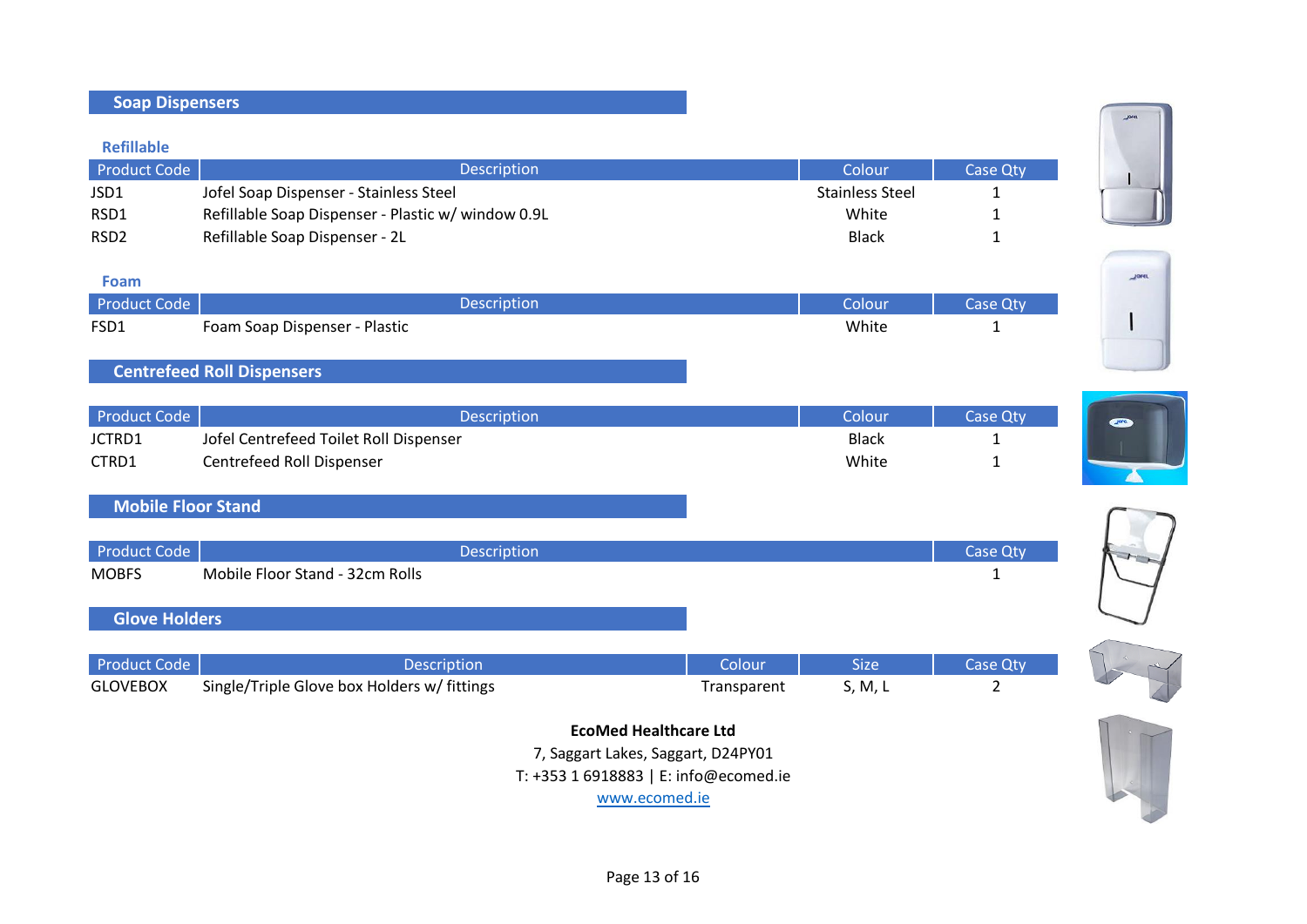## Soap Dispensers

### Refillable

| Product Code | Description | Colour | Case Qty |
|---|---|---|---|
| JSD1 | Jofel Soap Dispenser - Stainless Steel | Stainless Steel | 1 |
| RSD1 | Refillable Soap Dispenser - Plastic w/ window 0.9L | White | 1 |
| RSD2 | Refillable Soap Dispenser - 2L | Black | 1 |

### Foam

| Product Code | Description | Colour | Case Qty |
|---|---|---|---|
| FSD1 | Foam Soap Dispenser - Plastic | White | 1 |

## Centrefeed Roll Dispensers

| Product Code | Description | Colour | Case Qty |
|---|---|---|---|
| JCTRD1 | Jofel Centrefeed Toilet Roll Dispenser | Black | 1 |
| CTRD1 | Centrefeed Roll Dispenser | White | 1 |

## Mobile Floor Stand

| Product Code | Description | Case Qty |
|---|---|---|
| MOBFS | Mobile Floor Stand - 32cm Rolls | 1 |

## Glove Holders

| Product Code | Description | Colour | Size | Case Qty |
|---|---|---|---|---|
| GLOVEBOX | Single/Triple Glove box Holders w/ fittings | Transparent | S, M, L | 2 |

**EcoMed Healthcare Ltd**
7, Saggart Lakes, Saggart, D24PY01
T: +353 1 6918883 | E: info@ecomed.ie
www.ecomed.ie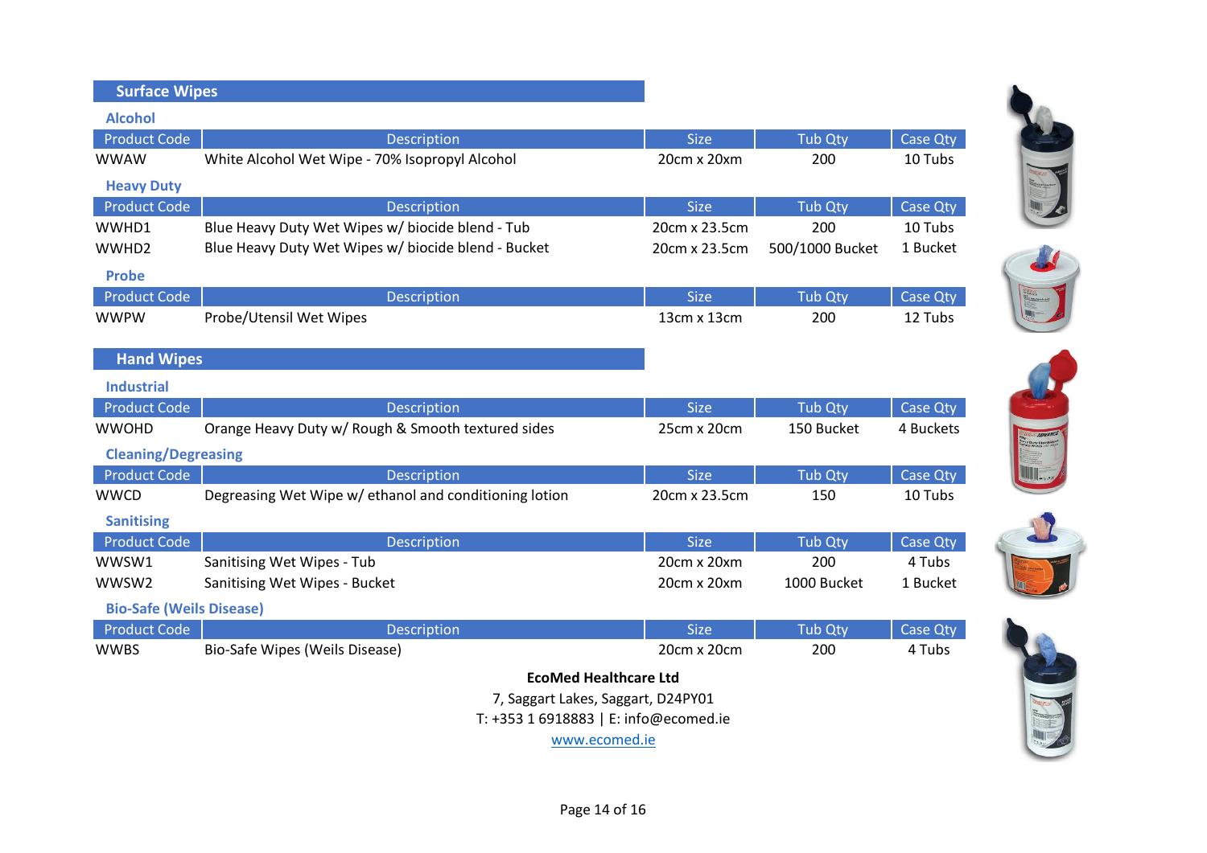## Surface Wipes

### Alcohol

| Product Code | Description | Size | Tub Qty | Case Qty |
|---|---|---|---|---|
| WWAW | White Alcohol Wet Wipe - 70% Isopropyl Alcohol | 20cm x 20xm | 200 | 10 Tubs |

### Heavy Duty

| Product Code | Description | Size | Tub Qty | Case Qty |
|---|---|---|---|---|
| WWHD1 | Blue Heavy Duty Wet Wipes w/ biocide blend - Tub | 20cm x 23.5cm | 200 | 10 Tubs |
| WWHD2 | Blue Heavy Duty Wet Wipes w/ biocide blend - Bucket | 20cm x 23.5cm | 500/1000 Bucket | 1 Bucket |

### Probe

| Product Code | Description | Size | Tub Qty | Case Qty |
|---|---|---|---|---|
| WWPW | Probe/Utensil Wet Wipes | 13cm x 13cm | 200 | 12 Tubs |

## Hand Wipes

### Industrial

| Product Code | Description | Size | Tub Qty | Case Qty |
|---|---|---|---|---|
| WWOHD | Orange Heavy Duty w/ Rough & Smooth textured sides | 25cm x 20cm | 150 Bucket | 4 Buckets |

### Cleaning/Degreasing

| Product Code | Description | Size | Tub Qty | Case Qty |
|---|---|---|---|---|
| WWCD | Degreasing Wet Wipe w/ ethanol and conditioning lotion | 20cm x 23.5cm | 150 | 10 Tubs |

### Sanitising

| Product Code | Description | Size | Tub Qty | Case Qty |
|---|---|---|---|---|
| WWSW1 | Sanitising Wet Wipes - Tub | 20cm x 20xm | 200 | 4 Tubs |
| WWSW2 | Sanitising Wet Wipes - Bucket | 20cm x 20xm | 1000 Bucket | 1 Bucket |

### Bio-Safe (Weils Disease)

| Product Code | Description | Size | Tub Qty | Case Qty |
|---|---|---|---|---|
| WWBS | Bio-Safe Wipes (Weils Disease) | 20cm x 20cm | 200 | 4 Tubs |

**EcoMed Healthcare Ltd**
7, Saggart Lakes, Saggart, D24PY01
T: +353 1 6918883 | E: info@ecomed.ie
www.ecomed.ie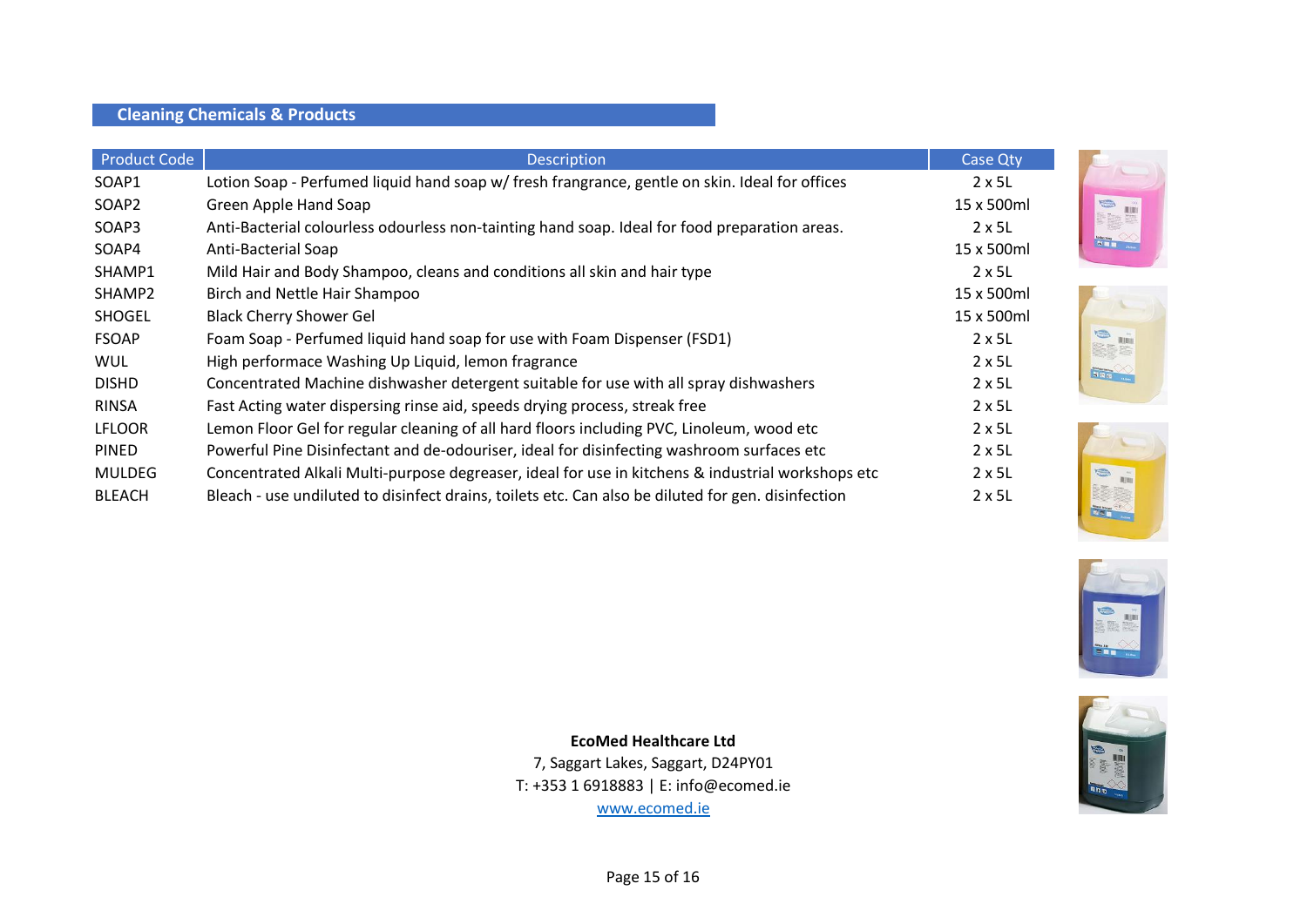## Cleaning Chemicals & Products

| Product Code | Description | Case Qty |
|---|---|---|
| SOAP1 | Lotion Soap - Perfumed liquid hand soap w/ fresh frangrance, gentle on skin. Ideal for offices | 2 x 5L |
| SOAP2 | Green Apple Hand Soap | 15 x 500ml |
| SOAP3 | Anti-Bacterial colourless odourless non-tainting hand soap. Ideal for food preparation areas. | 2 x 5L |
| SOAP4 | Anti-Bacterial Soap | 15 x 500ml |
| SHAMP1 | Mild Hair and Body Shampoo, cleans and conditions all skin and hair type | 2 x 5L |
| SHAMP2 | Birch and Nettle Hair Shampoo | 15 x 500ml |
| SHOGEL | Black Cherry Shower Gel | 15 x 500ml |
| FSOAP | Foam Soap - Perfumed liquid hand soap for use with Foam Dispenser (FSD1) | 2 x 5L |
| WUL | High performace Washing Up Liquid, lemon fragrance | 2 x 5L |
| DISHD | Concentrated Machine dishwasher detergent suitable for use with all spray dishwashers | 2 x 5L |
| RINSA | Fast Acting water dispersing rinse aid, speeds drying process, streak free | 2 x 5L |
| LFLOOR | Lemon Floor Gel for regular cleaning of all hard floors including PVC, Linoleum, wood etc | 2 x 5L |
| PINED | Powerful Pine Disinfectant and de-odouriser, ideal for disinfecting washroom surfaces etc | 2 x 5L |
| MULDEG | Concentrated Alkali Multi-purpose degreaser, ideal for use in kitchens & industrial workshops etc | 2 x 5L |
| BLEACH | Bleach - use undiluted to disinfect drains, toilets etc. Can also be diluted for gen. disinfection | 2 x 5L |

**EcoMed Healthcare Ltd**
7, Saggart Lakes, Saggart, D24PY01
T: +353 1 6918883 | E: info@ecomed.ie
www.ecomed.ie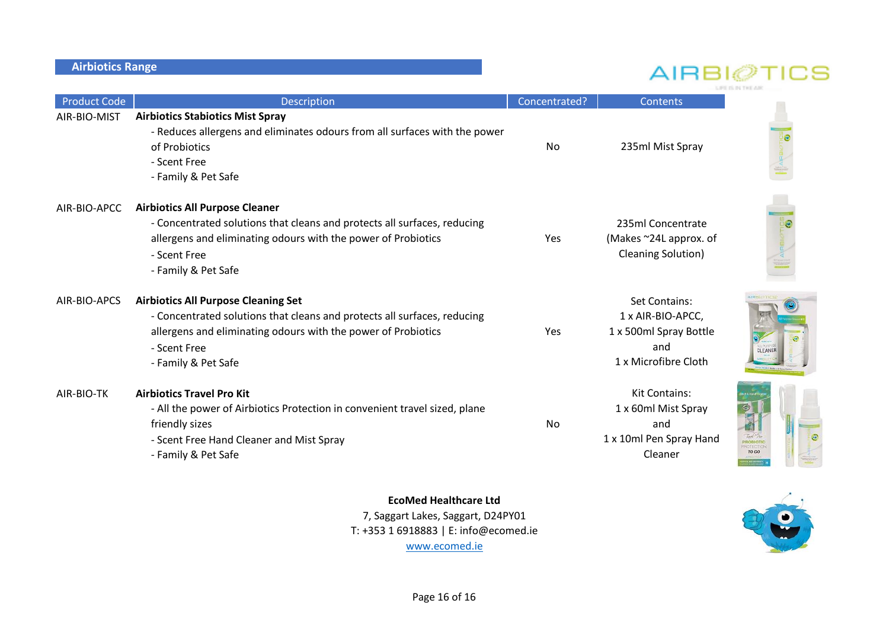## Airbiotics Range

| Product Code | Description | Concentrated? | Contents |
|---|---|---|---|
| AIR-BIO-MIST | **Airbiotics Stabiotics Mist Spray**<br>- Reduces allergens and eliminates odours from all surfaces with the power of Probiotics<br>- Scent Free<br>- Family & Pet Safe | No | 235ml Mist Spray |
| AIR-BIO-APCC | **Airbiotics All Purpose Cleaner**<br>- Concentrated solutions that cleans and protects all surfaces, reducing allergens and eliminating odours with the power of Probiotics<br>- Scent Free<br>- Family & Pet Safe | Yes | 235ml Concentrate (Makes ~24L approx. of Cleaning Solution) |
| AIR-BIO-APCS | **Airbiotics All Purpose Cleaning Set**<br>- Concentrated solutions that cleans and protects all surfaces, reducing allergens and eliminating odours with the power of Probiotics<br>- Scent Free<br>- Family & Pet Safe | Yes | Set Contains:<br>1 x AIR-BIO-APCC,<br>1 x 500ml Spray Bottle<br>and<br>1 x Microfibre Cloth |
| AIR-BIO-TK | **Airbiotics Travel Pro Kit**<br>- All the power of Airbiotics Protection in convenient travel sized, plane friendly sizes<br>- Scent Free Hand Cleaner and Mist Spray<br>- Family & Pet Safe | No | Kit Contains:<br>1 x 60ml Mist Spray<br>and<br>1 x 10ml Pen Spray Hand Cleaner |

**EcoMed Healthcare Ltd**
7, Saggart Lakes, Saggart, D24PY01
T: +353 1 6918883 | E: info@ecomed.ie
www.ecomed.ie